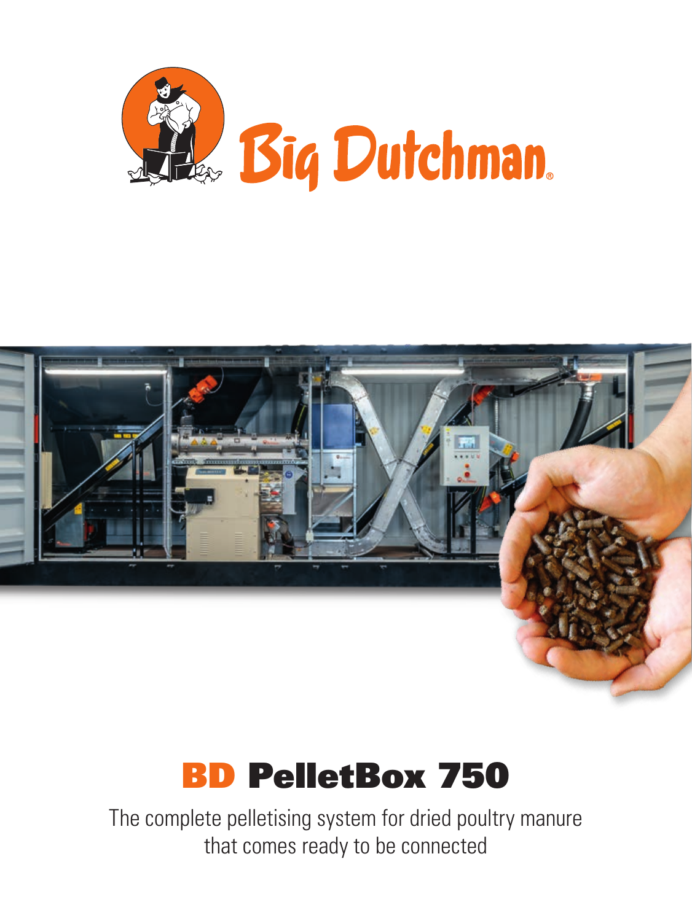Big Dutchman

# BD PelletBox 750

The complete pelletising system for dried poultry manure that comes ready to be connected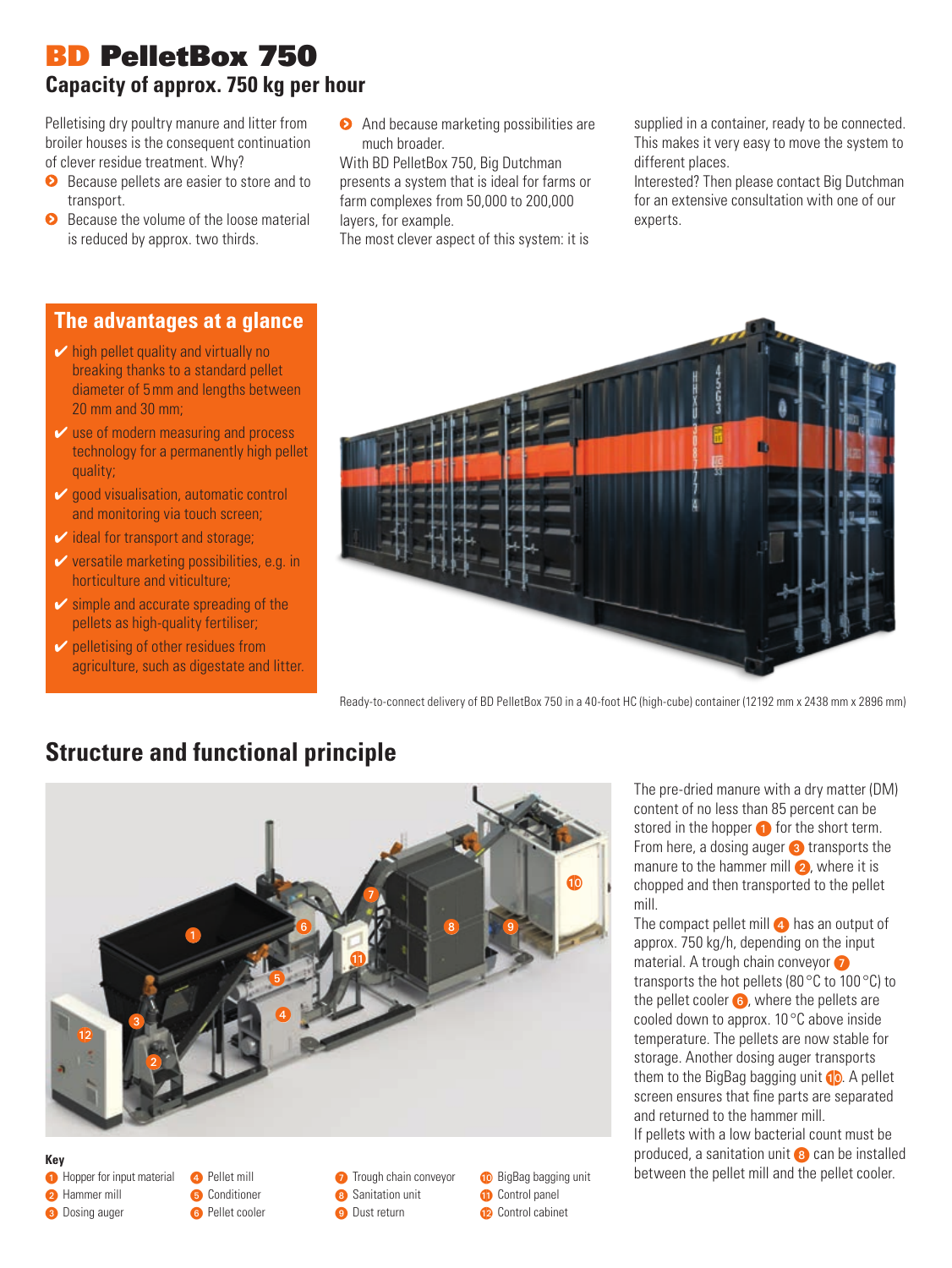# BD PelletBox 750

## Capacity of approx. 750 kg per hour

Pelletising dry poultry manure and litter from broiler houses is the consequent continuation of clever residue treatment. Why?

- Because pellets are easier to store and to transport.
- Because the volume of the loose material is reduced by approx. two thirds.
- And because marketing possibilities are much broader.

With BD PelletBox 750, Big Dutchman presents a system that is ideal for farms or farm complexes from 50,000 to 200,000 layers, for example.

The most clever aspect of this system: it is supplied in a container, ready to be connected. This makes it very easy to move the system to different places.

Interested? Then please contact Big Dutchman for an extensive consultation with one of our experts.

### The advantages at a glance

- ✔ high pellet quality and virtually no breaking thanks to a standard pellet diameter of 5 mm and lengths between 20 mm and 30 mm;
- ✔ use of modern measuring and process technology for a permanently high pellet quality;
- ✔ good visualisation, automatic control and monitoring via touch screen;
- ✔ ideal for transport and storage;
- ✔ versatile marketing possibilities, e.g. in horticulture and viticulture;
- ✔ simple and accurate spreading of the pellets as high-quality fertiliser;
- ✔ pelletising of other residues from agriculture, such as digestate and litter.

Ready-to-connect delivery of BD PelletBox 750 in a 40-foot HC (high-cube) container (12192 mm x 2438 mm x 2896 mm)

## Structure and functional principle

**Key**

1. Hopper for input material
2. Hammer mill
3. Dosing auger
4. Pellet mill
5. Conditioner
6. Pellet cooler
7. Trough chain conveyor
8. Sanitation unit
9. Dust return
10. BigBag bagging unit
11. Control panel
12. Control cabinet

The pre-dried manure with a dry matter (DM) content of no less than 85 percent can be stored in the hopper (1) for the short term. From here, a dosing auger (3) transports the manure to the hammer mill (2), where it is chopped and then transported to the pellet mill.

The compact pellet mill (4) has an output of approx. 750 kg/h, depending on the input material. A trough chain conveyor (7) transports the hot pellets (80 °C to 100 °C) to the pellet cooler (6), where the pellets are cooled down to approx. 10 °C above inside temperature. The pellets are now stable for storage. Another dosing auger transports them to the BigBag bagging unit (10). A pellet screen ensures that fine parts are separated and returned to the hammer mill.

If pellets with a low bacterial count must be produced, a sanitation unit (8) can be installed between the pellet mill and the pellet cooler.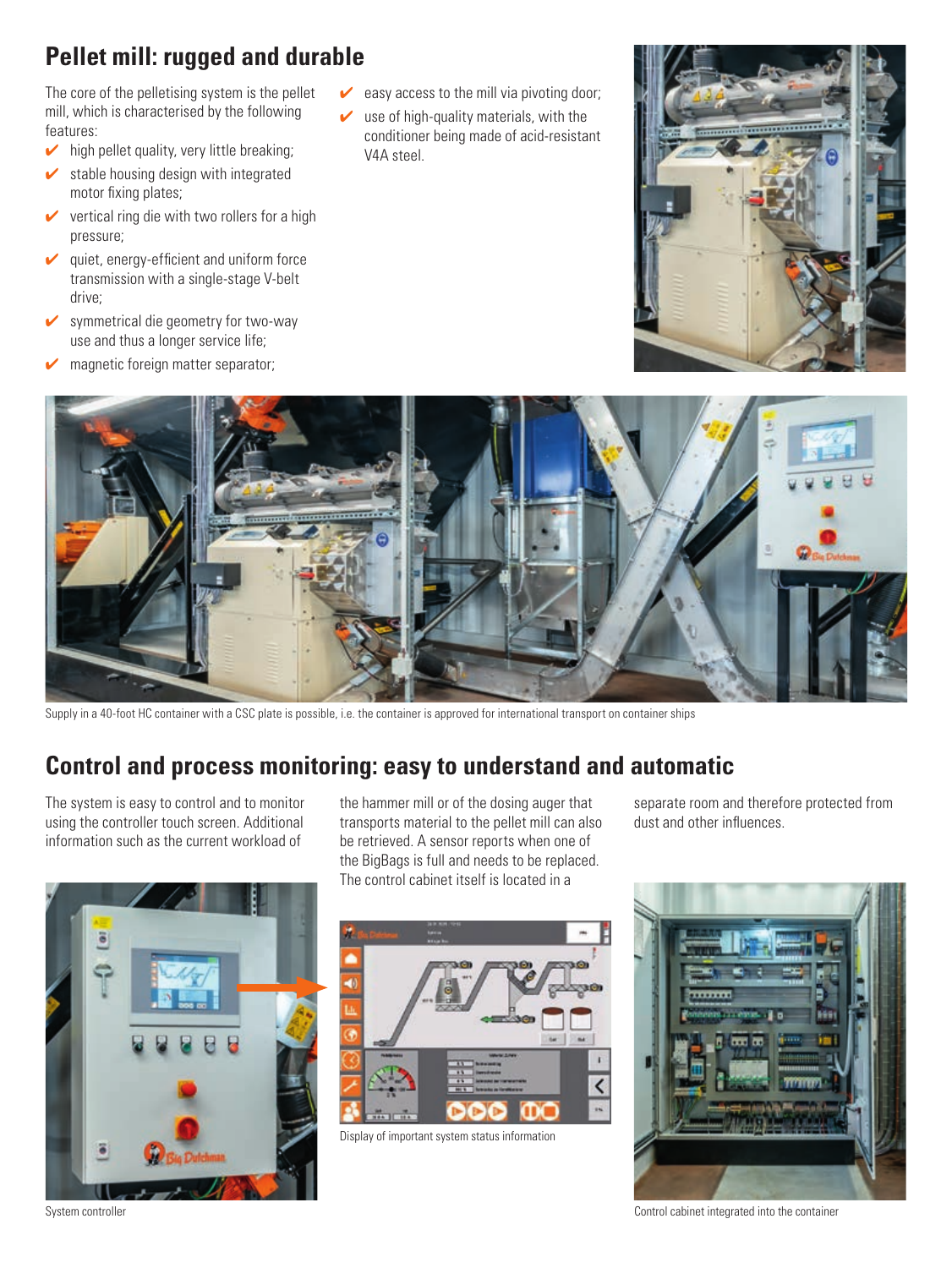## Pellet mill: rugged and durable

The core of the pelletising system is the pellet mill, which is characterised by the following features:

- ✔ high pellet quality, very little breaking;
- ✔ stable housing design with integrated motor fixing plates;
- ✔ vertical ring die with two rollers for a high pressure;
- ✔ quiet, energy-efficient and uniform force transmission with a single-stage V-belt drive;
- ✔ symmetrical die geometry for two-way use and thus a longer service life;
- ✔ magnetic foreign matter separator;
- ✔ easy access to the mill via pivoting door;
- ✔ use of high-quality materials, with the conditioner being made of acid-resistant V4A steel.

Supply in a 40-foot HC container with a CSC plate is possible, i.e. the container is approved for international transport on container ships

## Control and process monitoring: easy to understand and automatic

The system is easy to control and to monitor using the controller touch screen. Additional information such as the current workload of the hammer mill or of the dosing auger that transports material to the pellet mill can also be retrieved. A sensor reports when one of the BigBags is full and needs to be replaced. The control cabinet itself is located in a separate room and therefore protected from dust and other influences.

System controller

Display of important system status information

Control cabinet integrated into the container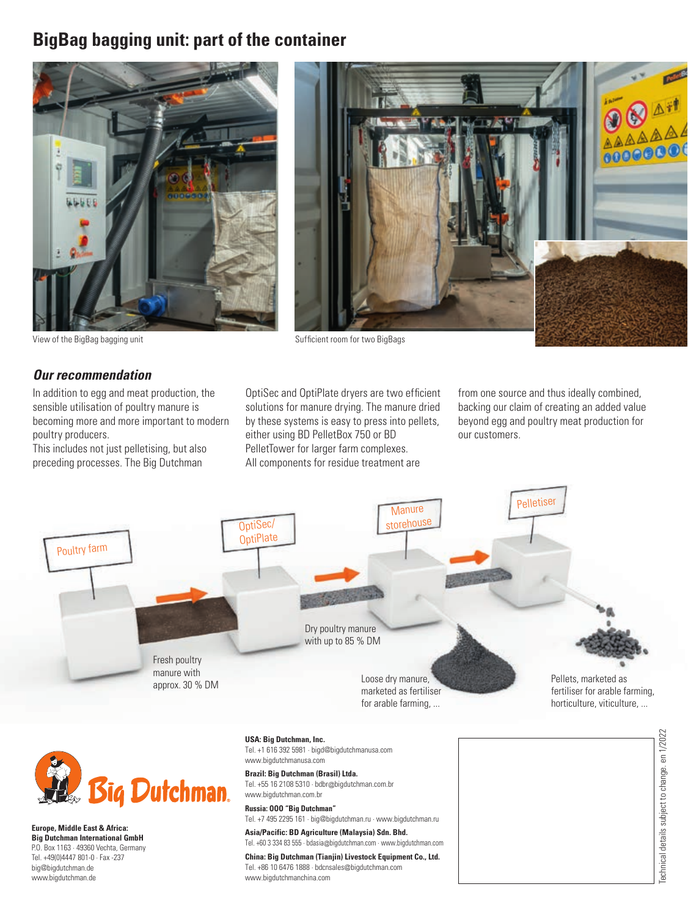# BigBag bagging unit: part of the container

View of the BigBag bagging unit

Sufficient room for two BigBags

### *Our recommendation*

In addition to egg and meat production, the sensible utilisation of poultry manure is becoming more and more important to modern poultry producers.
This includes not just pelletising, but also preceding processes. The Big Dutchman OptiSec and OptiPlate dryers are two efficient solutions for manure drying. The manure dried by these systems is easy to press into pellets, either using BD PelletBox 750 or BD PelletTower for larger farm complexes.
All components for residue treatment are from one source and thus ideally combined, backing our claim of creating an added value beyond egg and poultry meat production for our customers.

Poultry farm

OptiSec/ OptiPlate

Manure storehouse

Pelletiser

Fresh poultry manure with approx. 30 % DM

Dry poultry manure with up to 85 % DM

Loose dry manure, marketed as fertiliser for arable farming, ...

Pellets, marketed as fertiliser for arable farming, horticulture, viticulture, ...

**Europe, Middle East & Africa:**
**Big Dutchman International GmbH**
P.O. Box 1163 · 49360 Vechta, Germany
Tel. +49(0)4447 801-0 · Fax -237
big@bigdutchman.de
www.bigdutchman.de

**USA: Big Dutchman, Inc.**
Tel. +1 616 392 5981 · bigd@bigdutchmanusa.com
www.bigdutchmanusa.com

**Brazil: Big Dutchman (Brasil) Ltda.**
Tel. +55 16 2108 5310 · bdbr@bigdutchman.com.br
www.bigdutchman.com.br

**Russia: OOO "Big Dutchman"**
Tel. +7 495 2295 161 · big@bigdutchman.ru · www.bigdutchman.ru

**Asia/Pacific: BD Agriculture (Malaysia) Sdn. Bhd.**
Tel. +60 3 334 83 555 · bdasia@bigdutchman.com · www.bigdutchman.com

**China: Big Dutchman (Tianjin) Livestock Equipment Co., Ltd.**
Tel. +86 10 6476 1888 · bdcnsales@bigdutchman.com
www.bigdutchmanchina.com

Technical details subject to change. en 1/2022